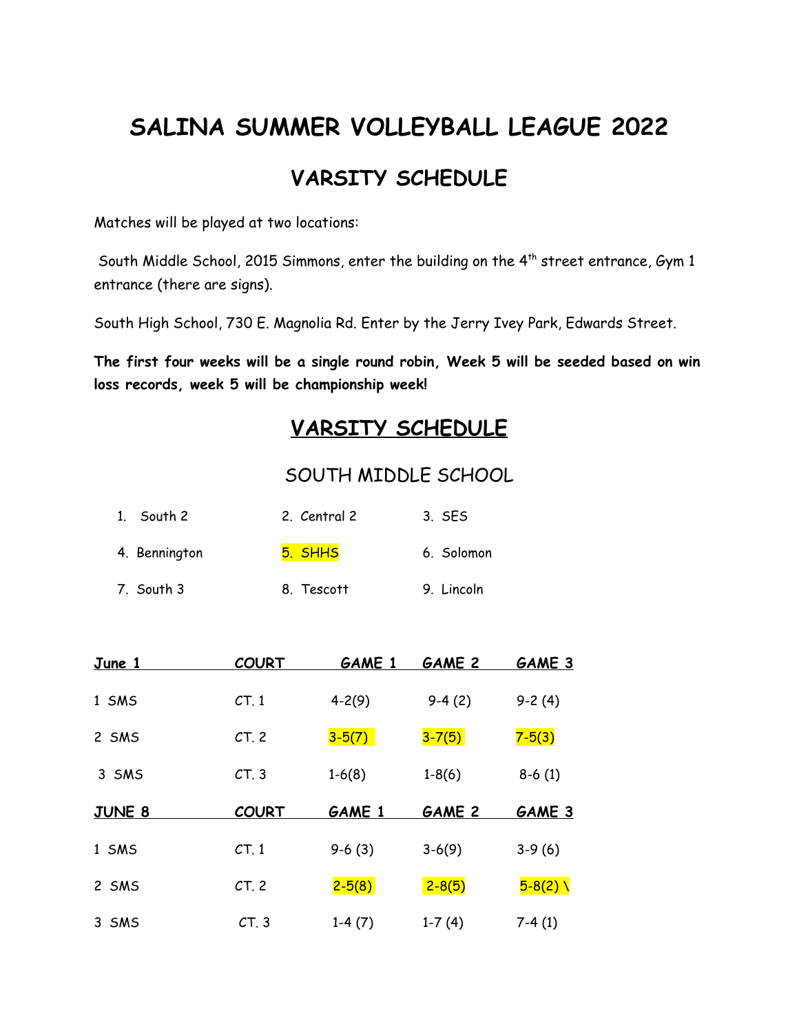# SALINA SUMMER VOLLEYBALL LEAGUE 2022

## VARSITY SCHEDULE

Matches will be played at two locations:

South Middle School, 2015 Simmons, enter the building on the 4th street entrance, Gym 1 entrance (there are signs).

South High School, 730 E. Magnolia Rd. Enter by the Jerry Ivey Park, Edwards Street.

**The first four weeks will be a single round robin, Week 5 will be seeded based on win loss records, week 5 will be championship week!**

## VARSITY SCHEDULE

### SOUTH MIDDLE SCHOOL

| | | |
|---|---|---|
| 1. South 2 | 2. Central 2 | 3. SES |
| 4. Bennington | 5. SHHS | 6. Solomon |
| 7. South 3 | 8. Tescott | 9. Lincoln |

| June 1 | COURT | GAME 1 | GAME 2 | GAME 3 |
|---|---|---|---|---|
| 1 SMS | CT. 1 | 4-2(9) | 9-4 (2) | 9-2 (4) |
| 2 SMS | CT. 2 | 3-5(7) | 3-7(5) | 7-5(3) |
| 3 SMS | CT. 3 | 1-6(8) | 1-8(6) | 8-6 (1) |
| **JUNE 8** | **COURT** | **GAME 1** | **GAME 2** | **GAME 3** |
| 1 SMS | CT. 1 | 9-6 (3) | 3-6(9) | 3-9 (6) |
| 2 SMS | CT. 2 | 2-5(8) | 2-8(5) | 5-8(2) \ |
| 3 SMS | CT. 3 | 1-4 (7) | 1-7 (4) | 7-4 (1) |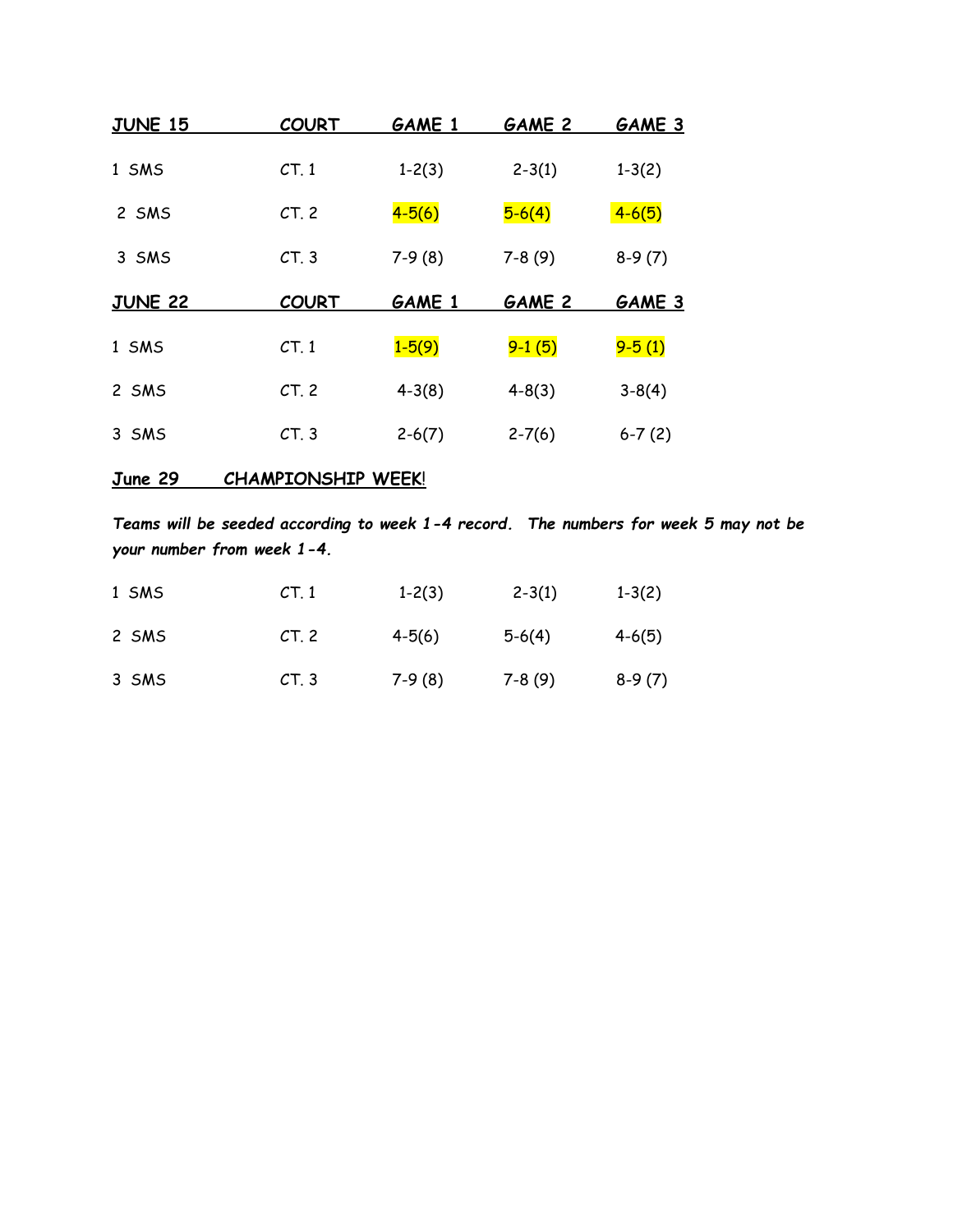| JUNE 15 | COURT | GAME 1 | GAME 2 | GAME 3 |
|---|---|---|---|---|
| 1 SMS | CT. 1 | 1-2(3) | 2-3(1) | 1-3(2) |
| 2 SMS | CT. 2 | 4-5(6) | 5-6(4) | 4-6(5) |
| 3 SMS | CT. 3 | 7-9 (8) | 7-8 (9) | 8-9 (7) |

| JUNE 22 | COURT | GAME 1 | GAME 2 | GAME 3 |
|---|---|---|---|---|
| 1 SMS | CT. 1 | 1-5(9) | 9-1 (5) | 9-5 (1) |
| 2 SMS | CT. 2 | 4-3(8) | 4-8(3) | 3-8(4) |
| 3 SMS | CT. 3 | 2-6(7) | 2-7(6) | 6-7 (2) |

**June 29 CHAMPIONSHIP WEEK!**

***Teams will be seeded according to week 1-4 record. The numbers for week 5 may not be your number from week 1-4.***

| | | | | |
|---|---|---|---|---|
| 1 SMS | CT. 1 | 1-2(3) | 2-3(1) | 1-3(2) |
| 2 SMS | CT. 2 | 4-5(6) | 5-6(4) | 4-6(5) |
| 3 SMS | CT. 3 | 7-9 (8) | 7-8 (9) | 8-9 (7) |